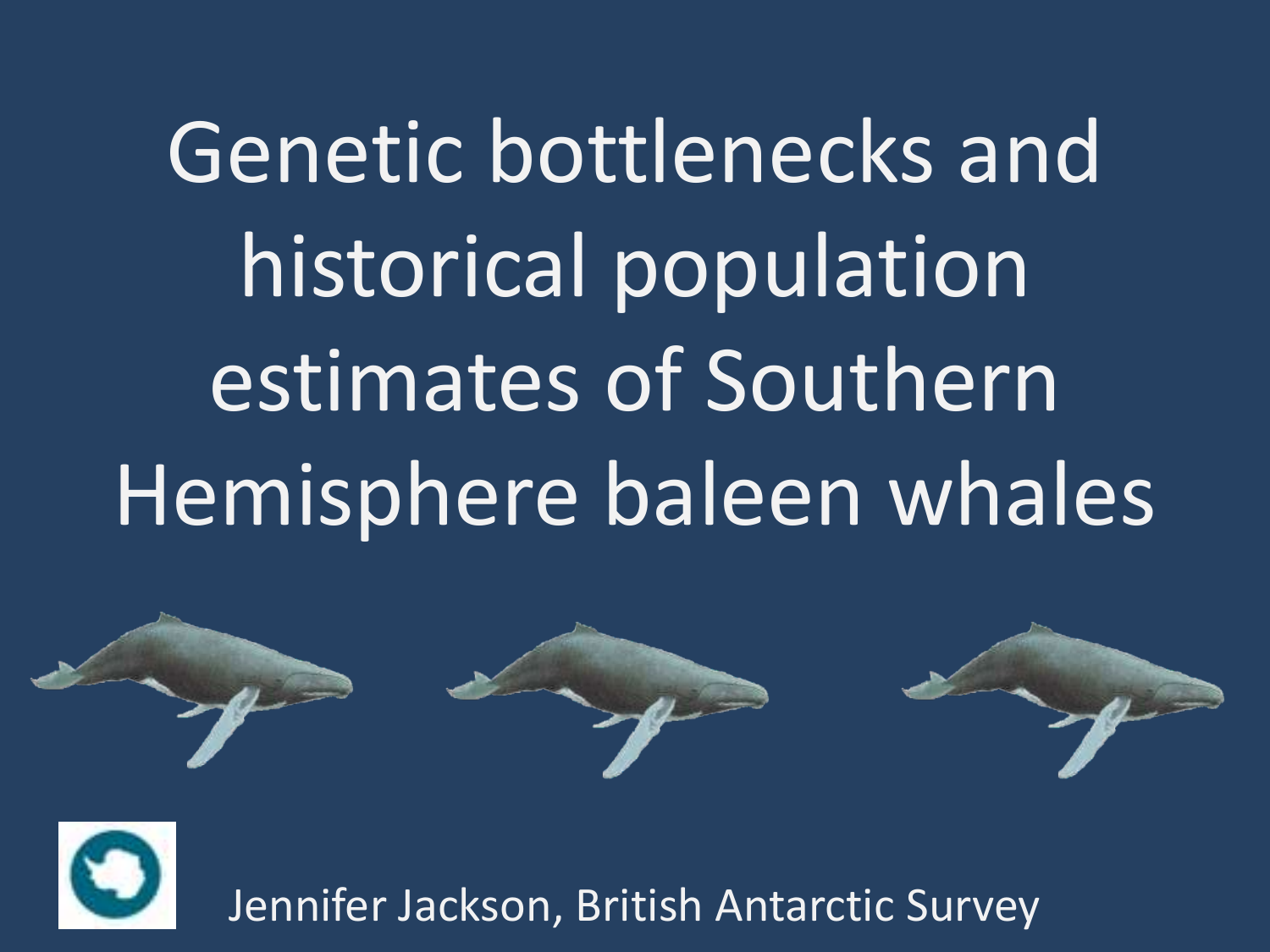# Genetic bottlenecks and historical population estimates of Southern Hemisphere baleen whales

Jennifer Jackson, British Antarctic Survey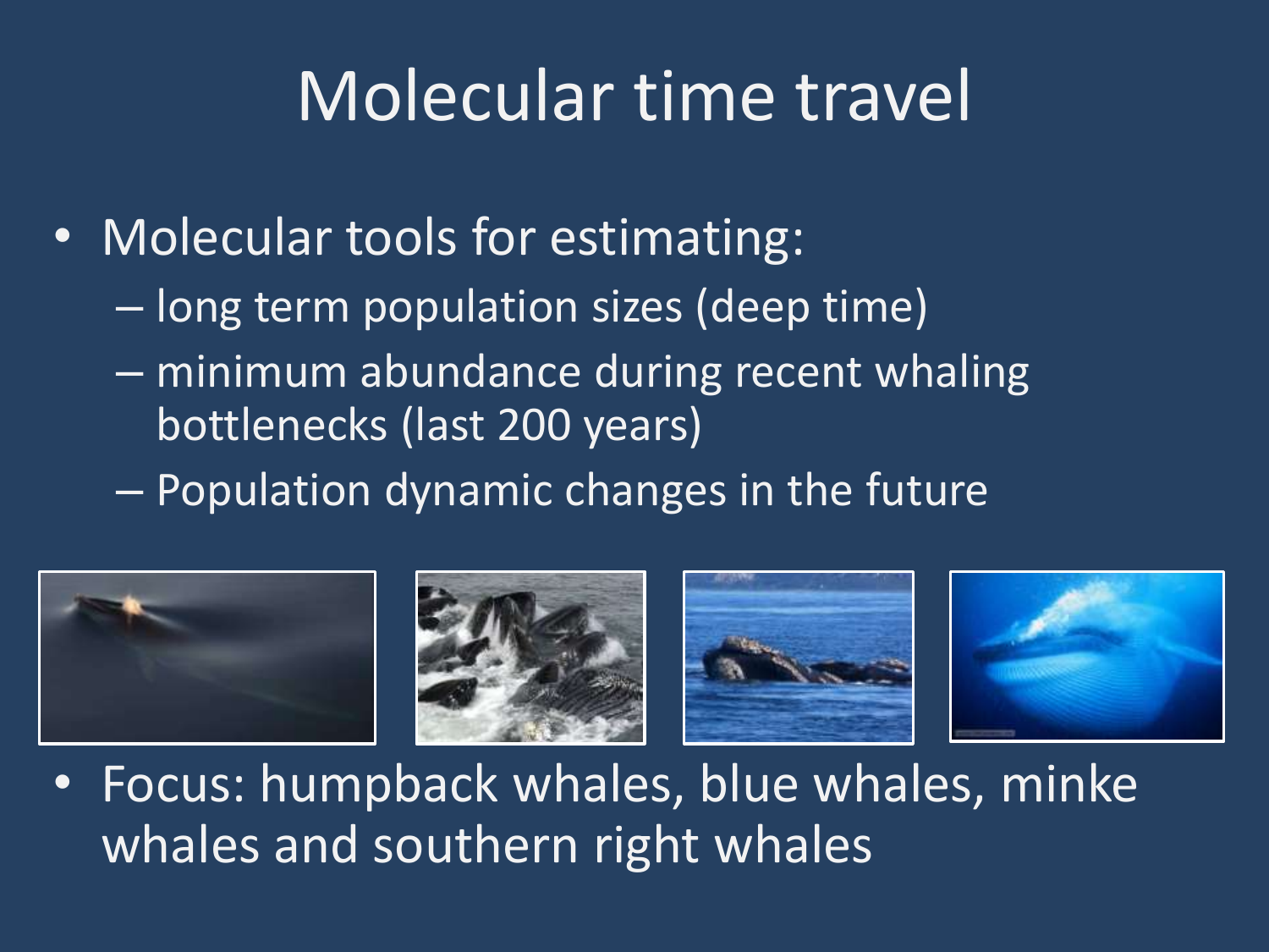# Molecular time travel

- Molecular tools for estimating:
  - long term population sizes (deep time)
  - minimum abundance during recent whaling bottlenecks (last 200 years)
  - Population dynamic changes in the future
- Focus: humpback whales, blue whales, minke whales and southern right whales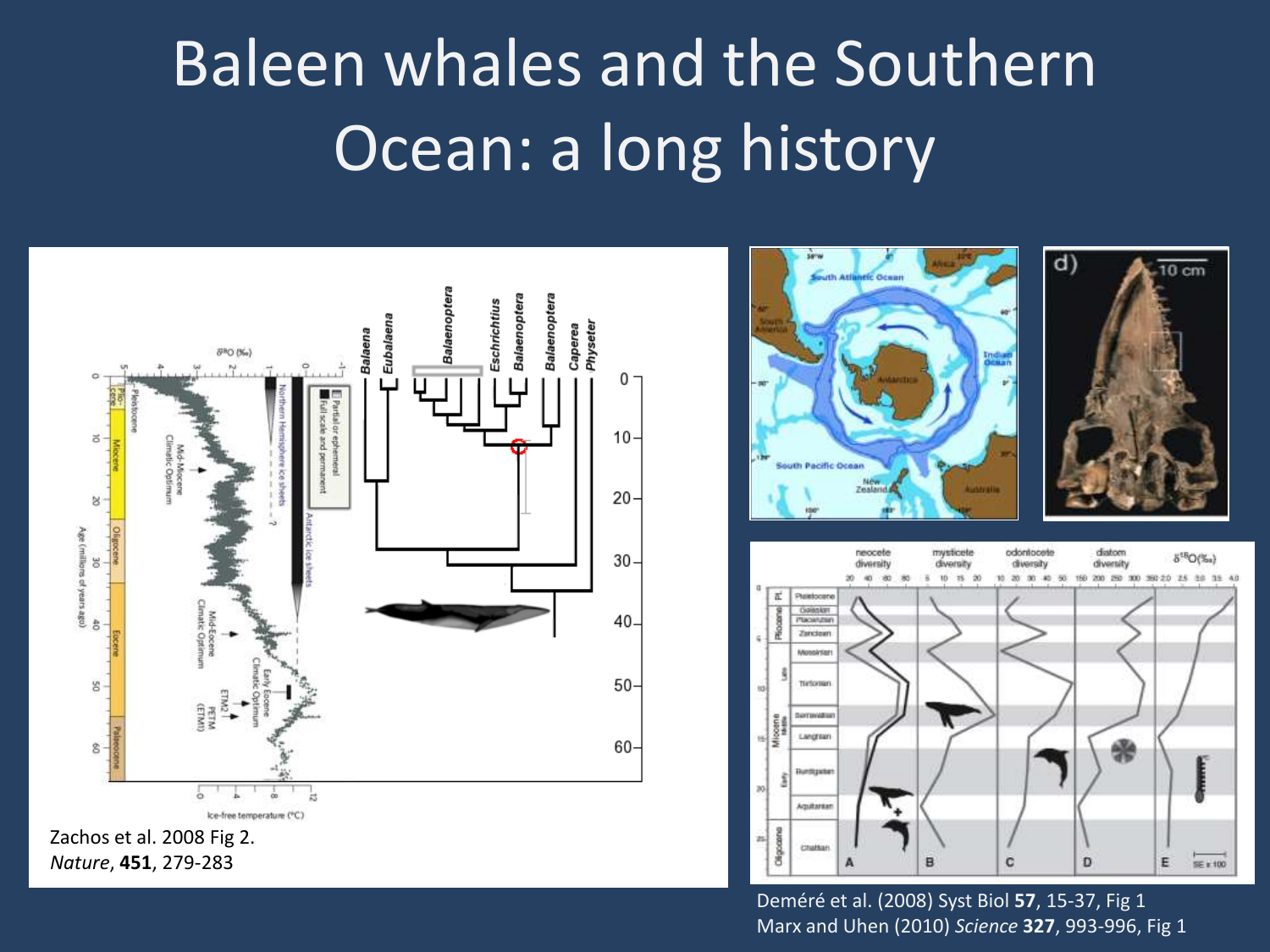# Baleen whales and the Southern Ocean: a long history

Zachos et al. 2008 Fig 2. *Nature*, **451**, 279-283

Deméré et al. (2008) Syst Biol **57**, 15-37, Fig 1
Marx and Uhen (2010) *Science* **327**, 993-996, Fig 1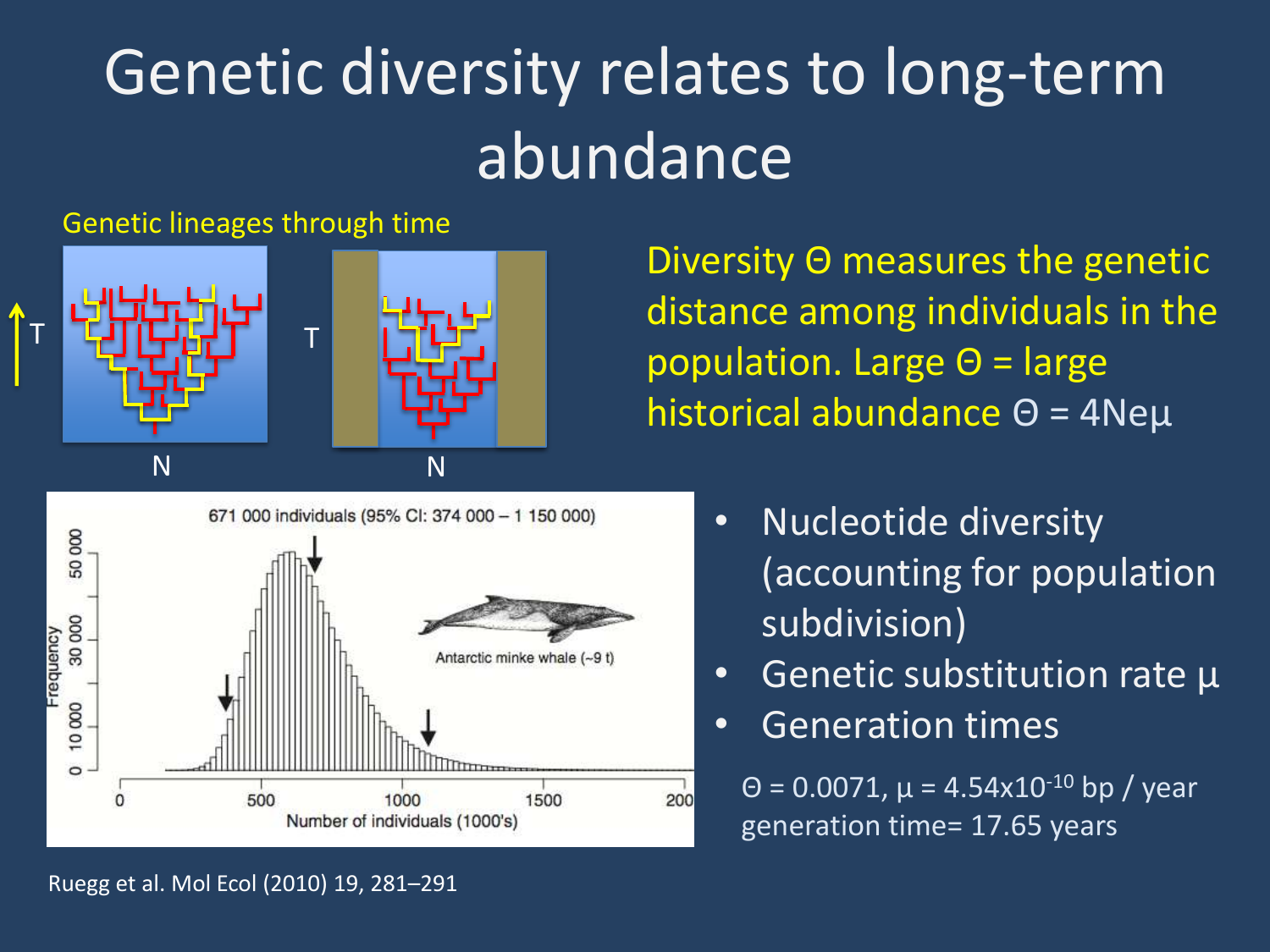# Genetic diversity relates to long-term abundance

Genetic lineages through time

Diversity Θ measures the genetic distance among individuals in the population. Large Θ = large historical abundance $\Theta = 4N_e\mu$

- Nucleotide diversity (accounting for population subdivision)
- Genetic substitution rate μ
- Generation times

$\Theta = 0.0071$, $\mu = 4.54\times10^{-10}$ bp / year
generation time= 17.65 years

Ruegg et al. Mol Ecol (2010) 19, 281–291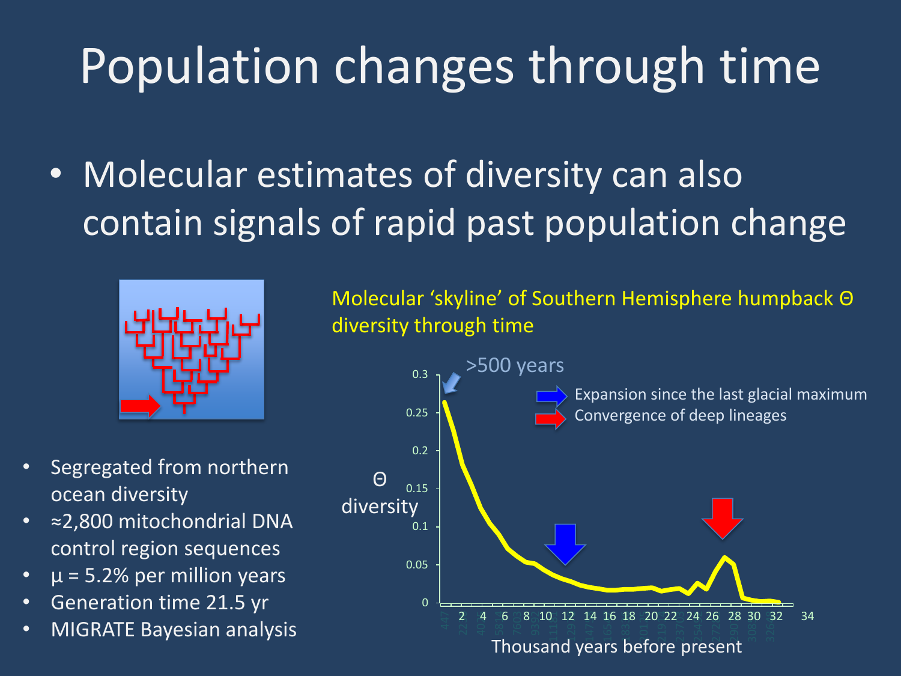# Population changes through time

- Molecular estimates of diversity can also contain signals of rapid past population change

- Segregated from northern ocean diversity
- ≈2,800 mitochondrial DNA control region sequences
- $\mu$ = 5.2% per million years
- Generation time 21.5 yr
- MIGRATE Bayesian analysis

Molecular 'skyline' of Southern Hemisphere humpback Θ diversity through time

>500 years

Expansion since the last glacial maximum

Convergence of deep lineages

Θ diversity

Thousand years before present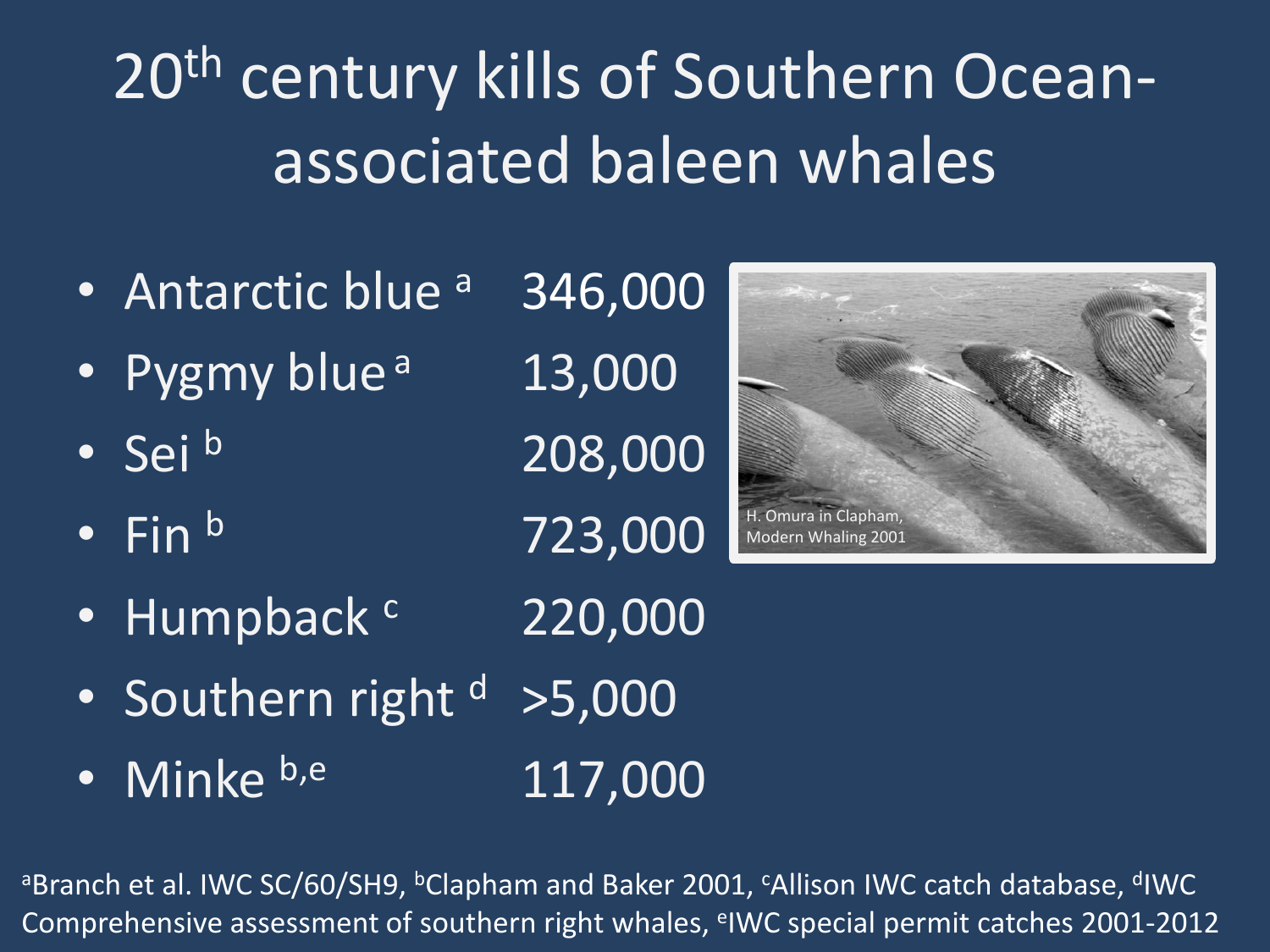# 20th century kills of Southern Ocean-associated baleen whales

- Antarctic blue [a] 346,000
- Pygmy blue [a] 13,000
- Sei [b] 208,000
- Fin [b] 723,000
- Humpback [c] 220,000
- Southern right [d] >5,000
- Minke [b,e] 117,000

H. Omura in Clapham, Modern Whaling 2001

[a]Branch et al. IWC SC/60/SH9, [b]Clapham and Baker 2001, [c]Allison IWC catch database, [d]IWC Comprehensive assessment of southern right whales, [e]IWC special permit catches 2001-2012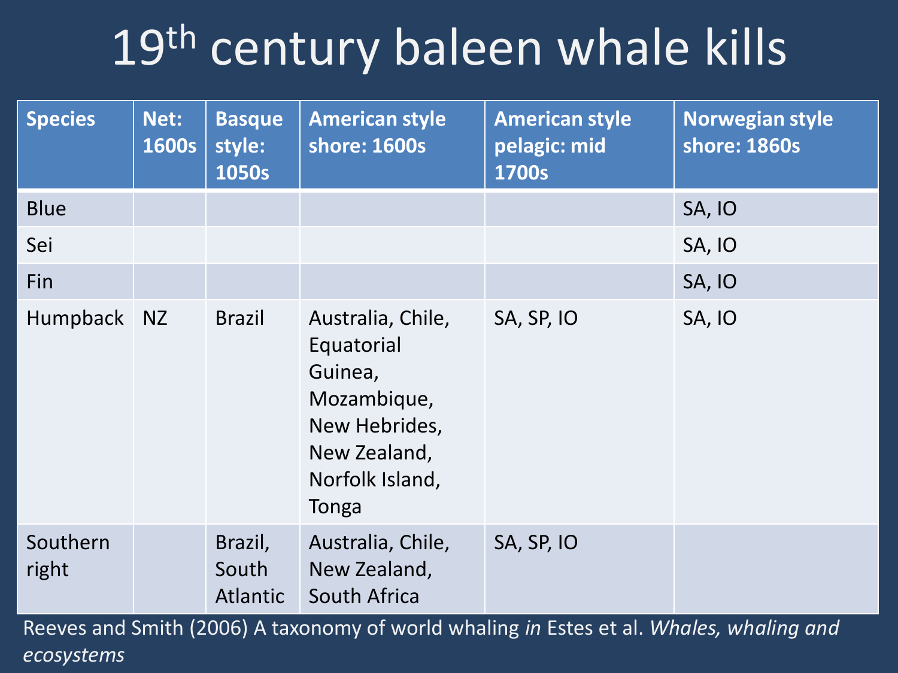# 19th century baleen whale kills

| Species | Net: 1600s | Basque style: 1050s | American style shore: 1600s | American style pelagic: mid 1700s | Norwegian style shore: 1860s |
|---|---|---|---|---|---|
| Blue | | | | | SA, IO |
| Sei | | | | | SA, IO |
| Fin | | | | | SA, IO |
| Humpback | NZ | Brazil | Australia, Chile, Equatorial Guinea, Mozambique, New Hebrides, New Zealand, Norfolk Island, Tonga | SA, SP, IO | SA, IO |
| Southern right | | Brazil, South Atlantic | Australia, Chile, New Zealand, South Africa | SA, SP, IO | |

Reeves and Smith (2006) A taxonomy of world whaling *in* Estes et al. *Whales, whaling and ecosystems*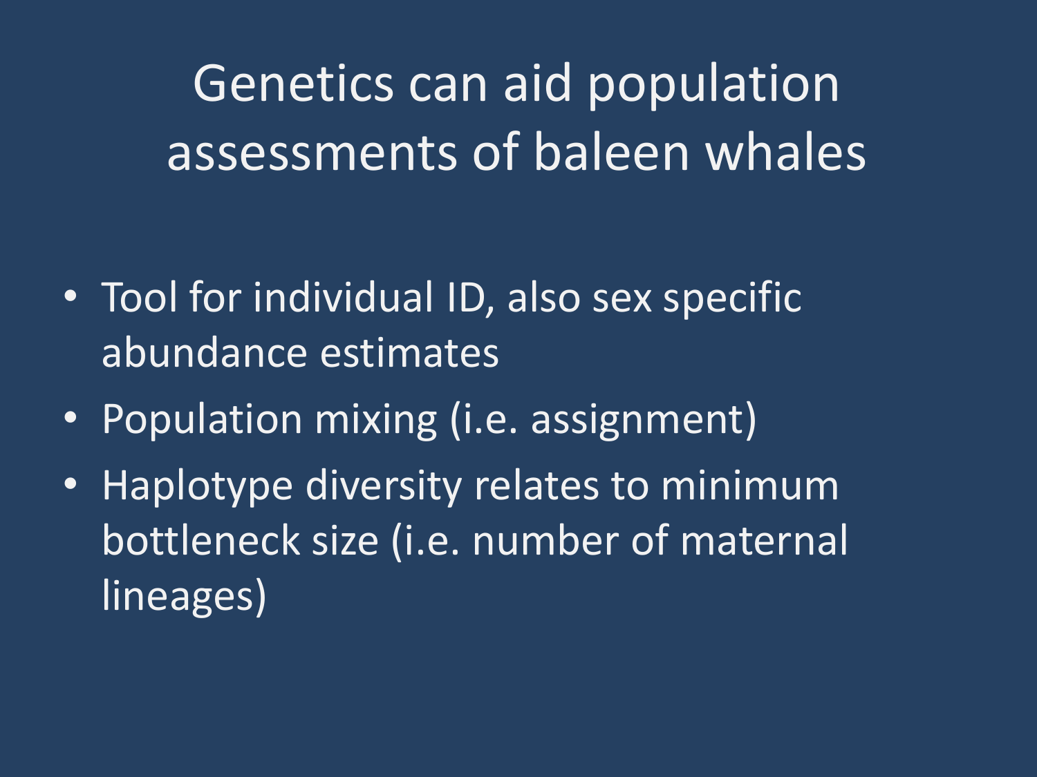# Genetics can aid population assessments of baleen whales

- Tool for individual ID, also sex specific abundance estimates
- Population mixing (i.e. assignment)
- Haplotype diversity relates to minimum bottleneck size (i.e. number of maternal lineages)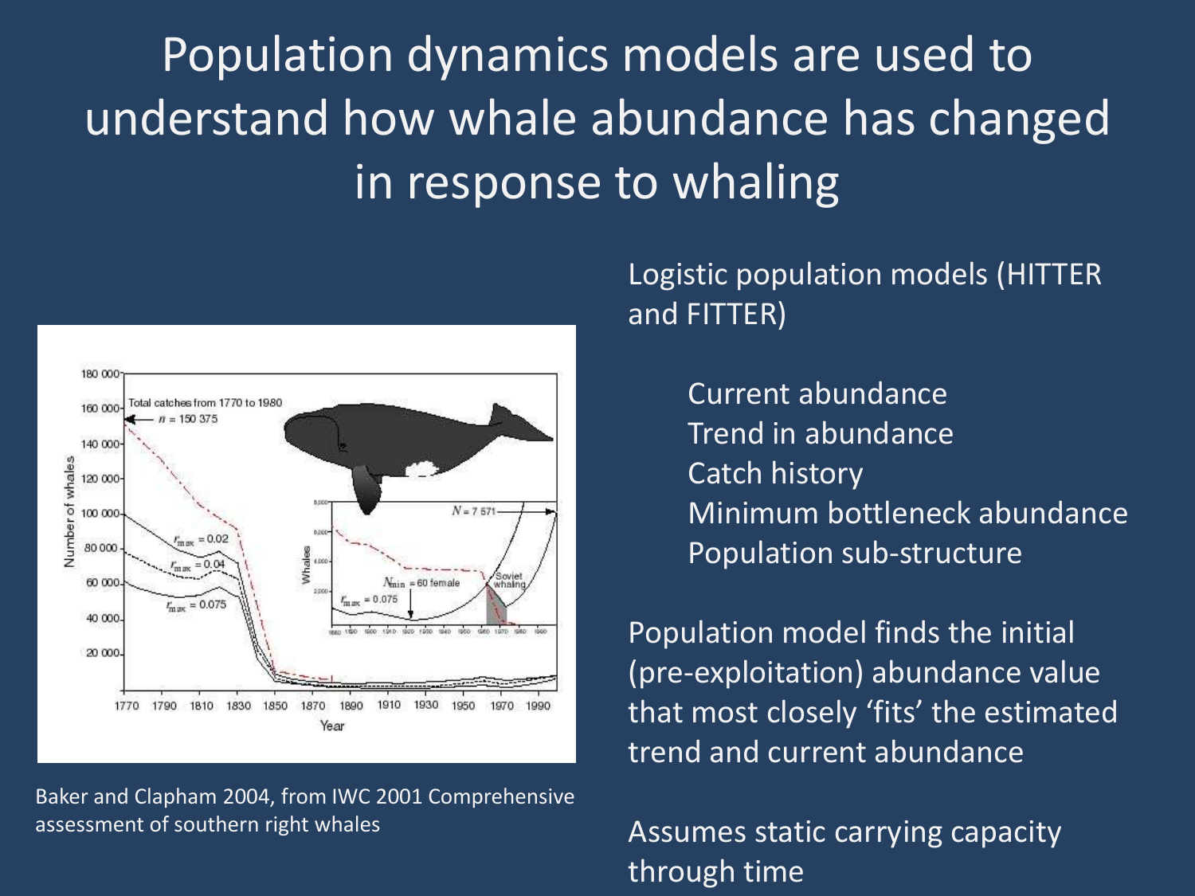# Population dynamics models are used to understand how whale abundance has changed in response to whaling

Baker and Clapham 2004, from IWC 2001 Comprehensive assessment of southern right whales

Logistic population models (HITTER and FITTER)

- Current abundance
- Trend in abundance
- Catch history
- Minimum bottleneck abundance
- Population sub-structure

Population model finds the initial (pre-exploitation) abundance value that most closely 'fits' the estimated trend and current abundance

Assumes static carrying capacity through time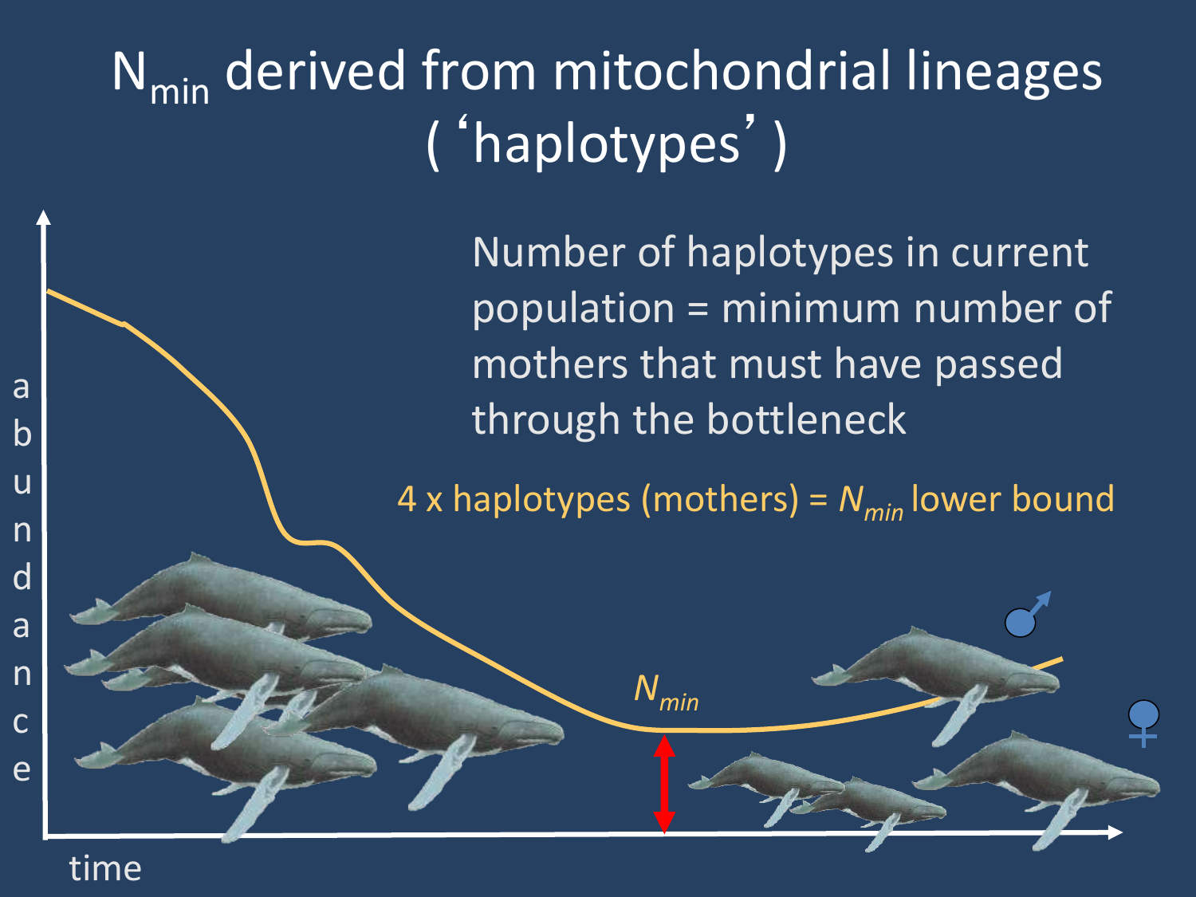# $N_{min}$ derived from mitochondrial lineages ('haplotypes')

Number of haplotypes in current population = minimum number of mothers that must have passed through the bottleneck

4 x haplotypes (mothers) = $N_{min}$ lower bound

$N_{min}$

abundance

time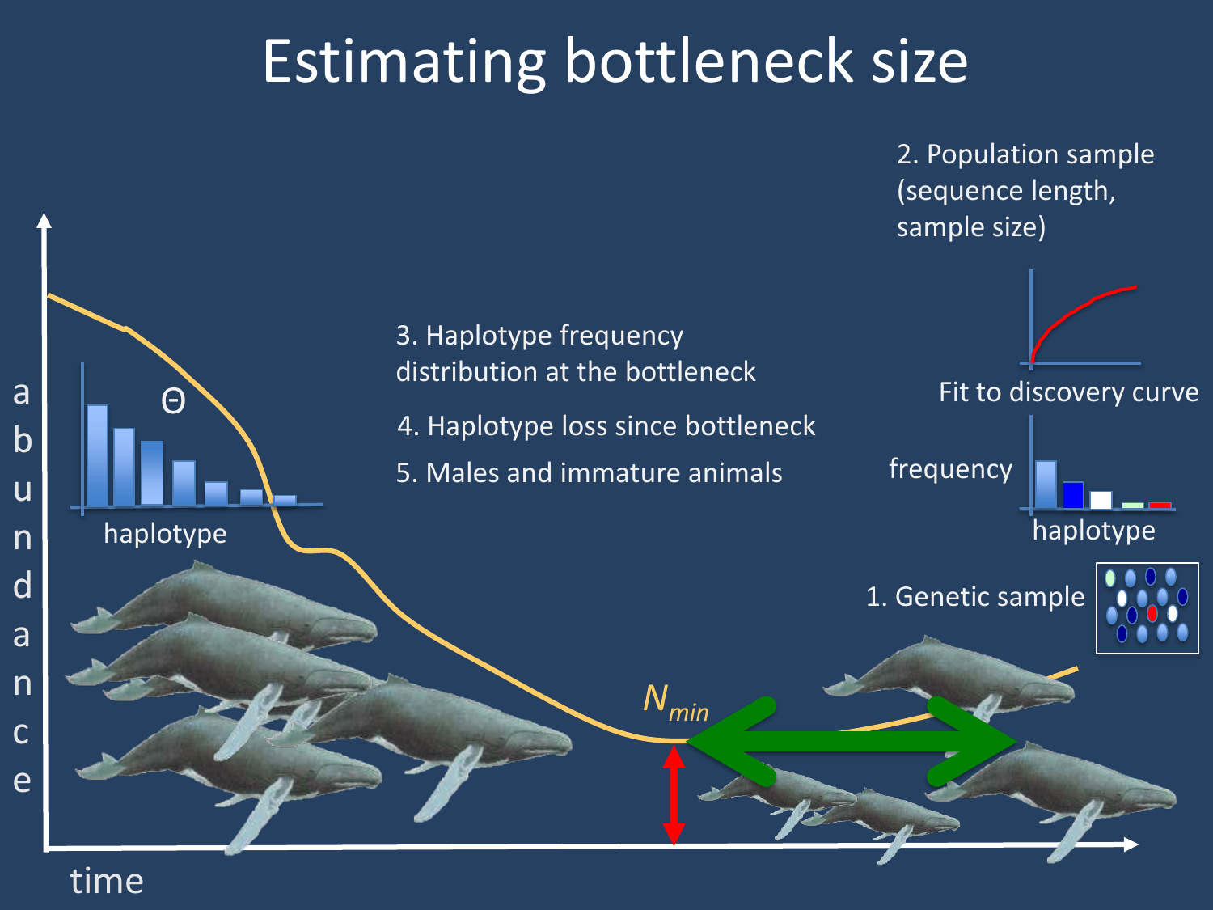# Estimating bottleneck size

3. Haplotype frequency distribution at the bottleneck
4. Haplotype loss since bottleneck
5. Males and immature animals

2. Population sample (sequence length, sample size)

Fit to discovery curve

frequency

haplotype

1. Genetic sample

$\Theta$

haplotype

abundance

time

$N_{min}$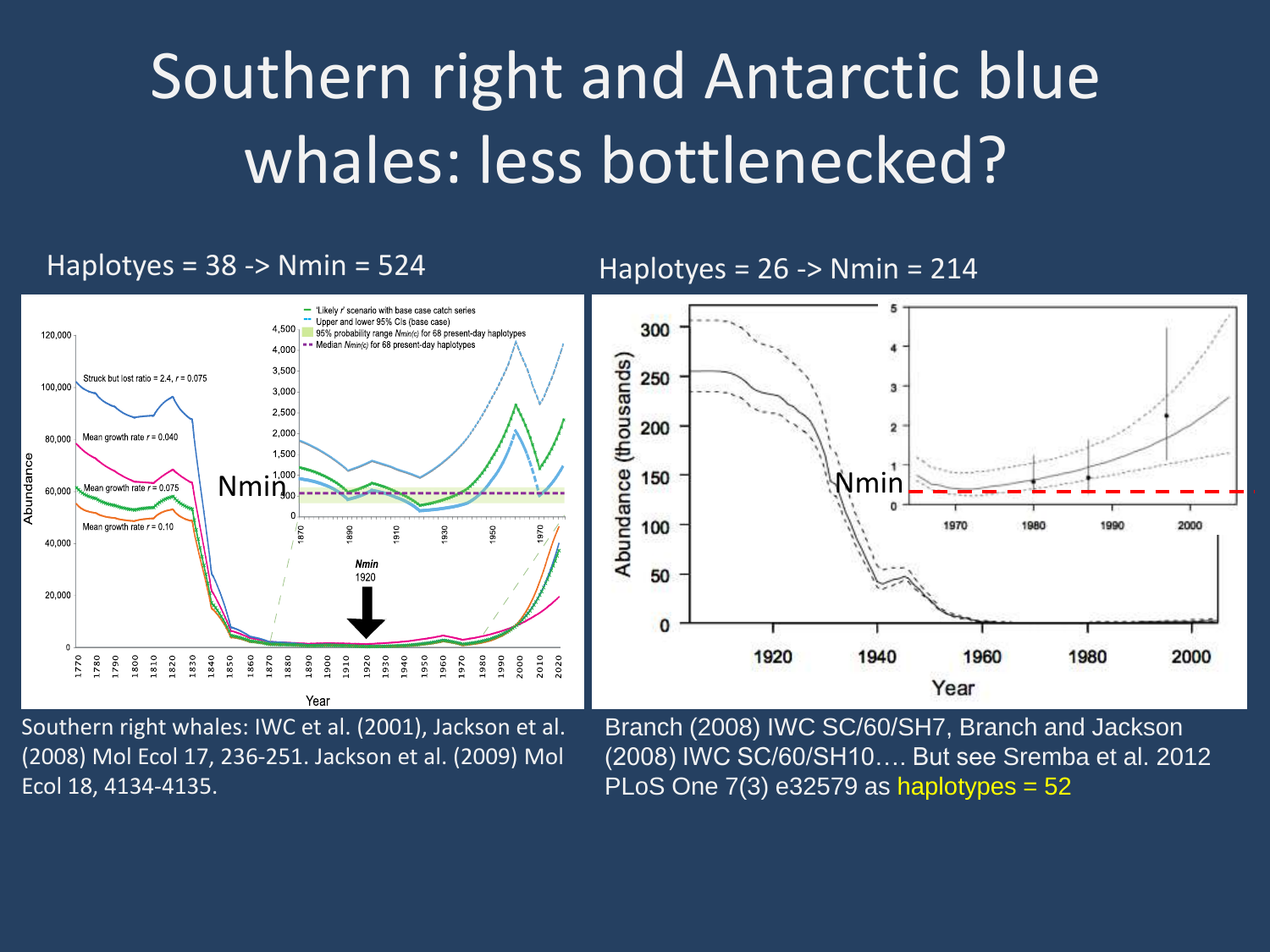# Southern right and Antarctic blue whales: less bottlenecked?

Haplotyes = 38 -> Nmin = 524

Haplotyes = 26 -> Nmin = 214

Southern right whales: IWC et al. (2001), Jackson et al. (2008) Mol Ecol 17, 236-251. Jackson et al. (2009) Mol Ecol 18, 4134-4135.

Branch (2008) IWC SC/60/SH7, Branch and Jackson (2008) IWC SC/60/SH10…. But see Sremba et al. 2012 PLoS One 7(3) e32579 as haplotypes = 52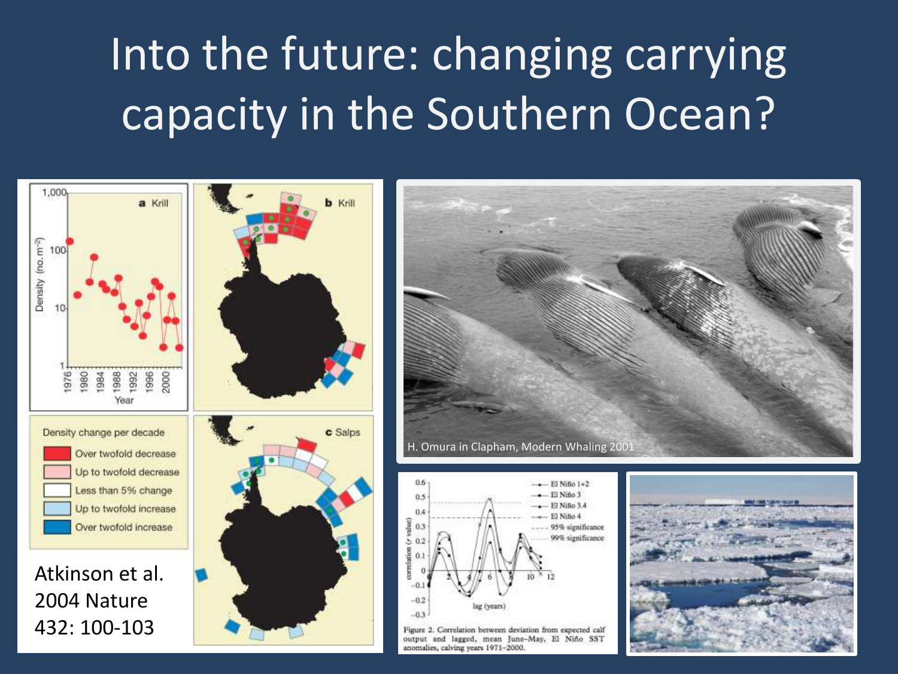# Into the future: changing carrying capacity in the Southern Ocean?

**a** Krill

Density (no. $m^{-2}$)

Year

**b** Krill

**c** Salps

Density change per decade

- Over twofold decrease
- Up to twofold decrease
- Less than 5% change
- Up to twofold increase
- Over twofold increase

Atkinson et al. 2004 Nature 432: 100-103

H. Omura in Clapham, Modern Whaling 2001

Figure 2. Correlation between deviation from expected calf output and lagged, mean June–May, El Niño SST anomalies, calving years 1971–2000.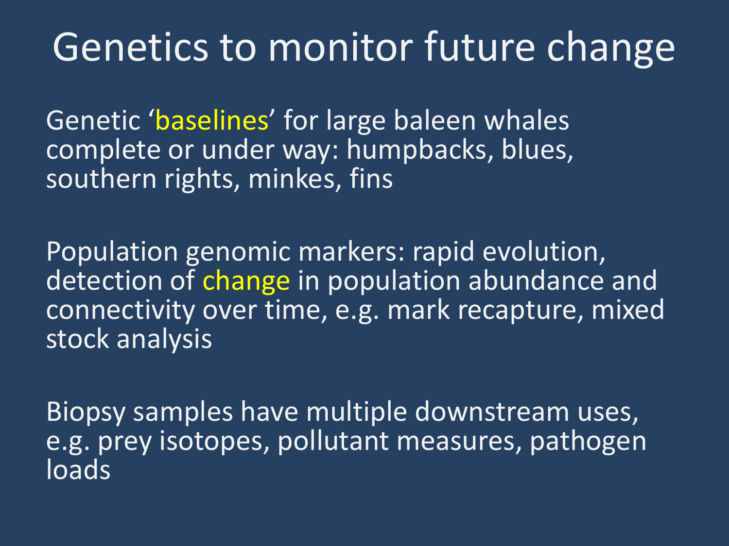# Genetics to monitor future change

Genetic ‘baselines’ for large baleen whales complete or under way: humpbacks, blues, southern rights, minkes, fins

Population genomic markers: rapid evolution, detection of change in population abundance and connectivity over time, e.g. mark recapture, mixed stock analysis

Biopsy samples have multiple downstream uses, e.g. prey isotopes, pollutant measures, pathogen loads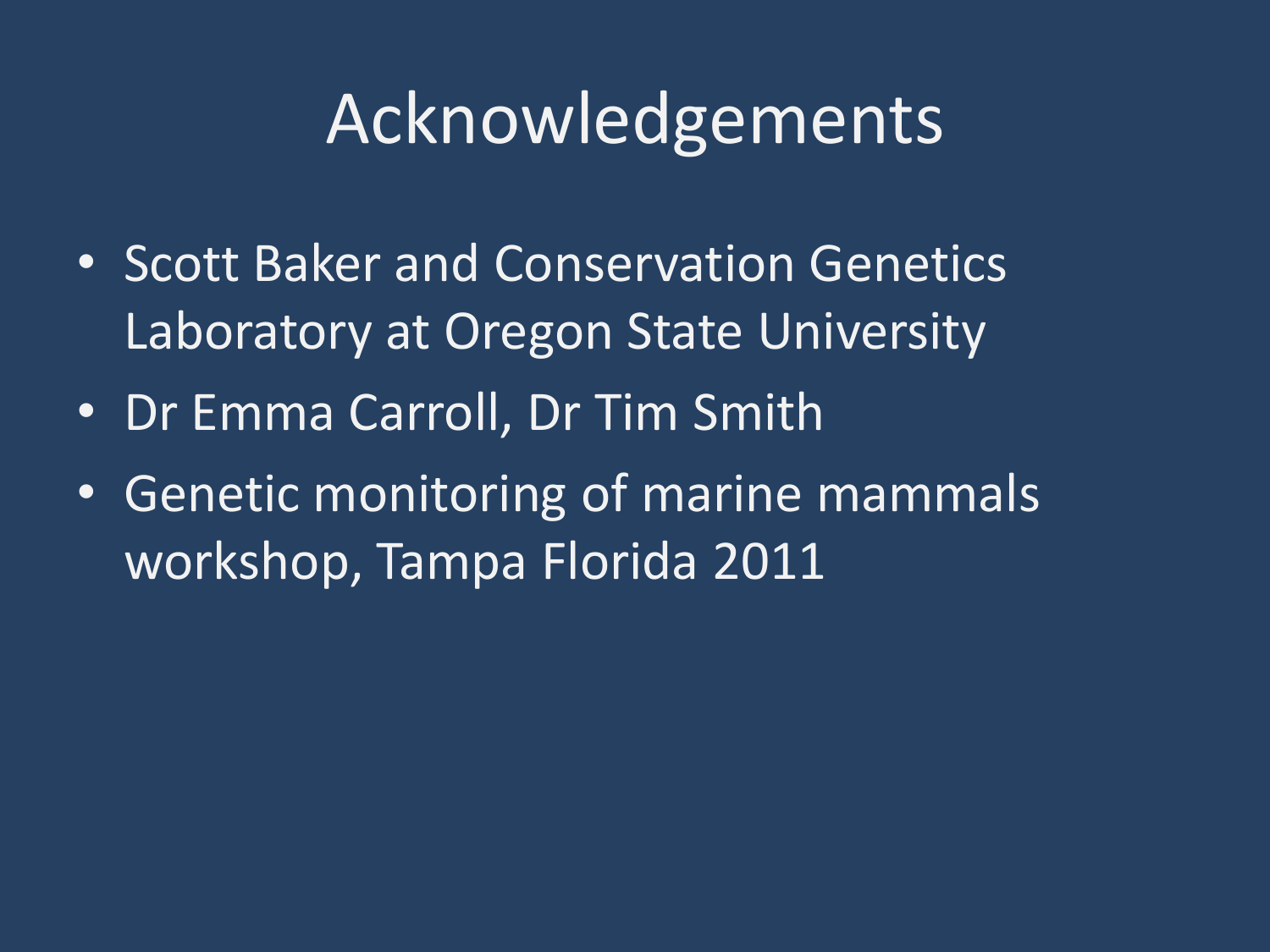# Acknowledgements

- Scott Baker and Conservation Genetics Laboratory at Oregon State University
- Dr Emma Carroll, Dr Tim Smith
- Genetic monitoring of marine mammals workshop, Tampa Florida 2011